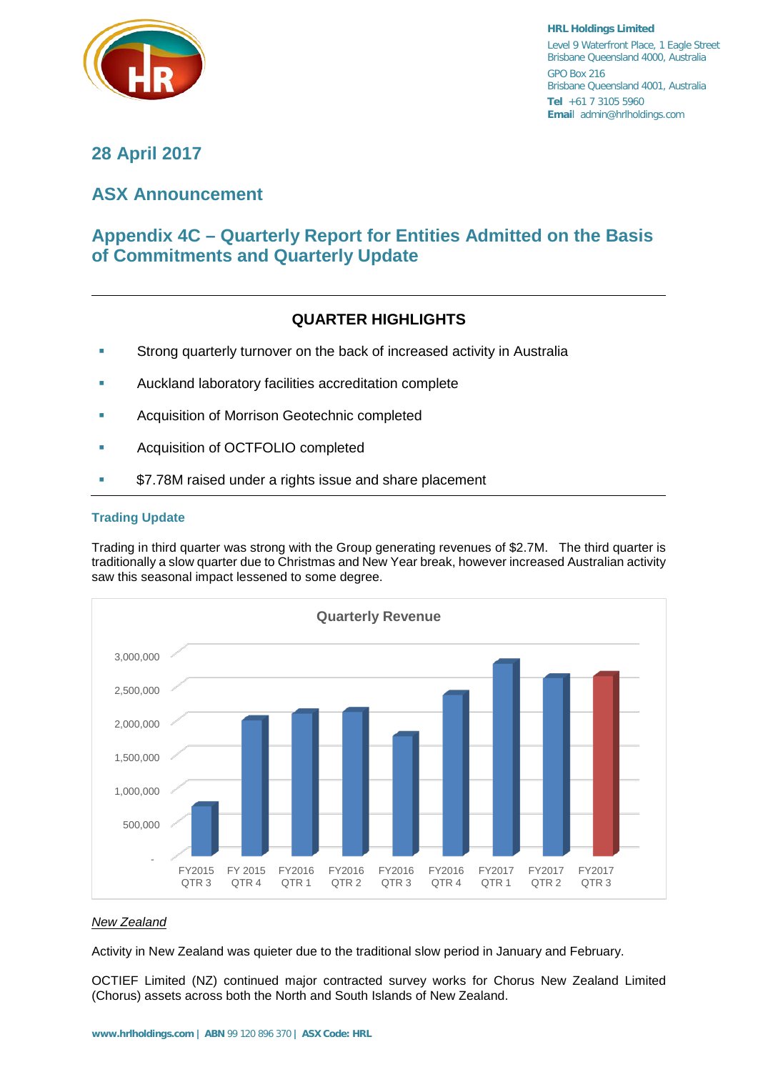**HRL Holdings Limited**
Level 9 Waterfront Place, 1 Eagle Street
Brisbane Queensland 4000, Australia
GPO Box 216
Brisbane Queensland 4001, Australia
**Tel** +61 7 3105 5960
**Email** admin@hrlholdings.com

## 28 April 2017

## ASX Announcement

# Appendix 4C – Quarterly Report for Entities Admitted on the Basis of Commitments and Quarterly Update

---

### QUARTER HIGHLIGHTS

- Strong quarterly turnover on the back of increased activity in Australia
- Auckland laboratory facilities accreditation complete
- Acquisition of Morrison Geotechnic completed
- Acquisition of OCTFOLIO completed
- $7.78M raised under a rights issue and share placement

---

### Trading Update

Trading in third quarter was strong with the Group generating revenues of $2.7M. The third quarter is traditionally a slow quarter due to Christmas and New Year break, however increased Australian activity saw this seasonal impact lessened to some degree.

**Quarterly Revenue**

| Quarter | Revenue (approx.) |
|---|---|
| FY2015 QTR 3 | ~750,000 |
| FY 2015 QTR 4 | ~2,000,000 |
| FY2016 QTR 1 | ~2,100,000 |
| FY2016 QTR 2 | ~2,130,000 |
| FY2016 QTR 3 | ~1,780,000 |
| FY2016 QTR 4 | ~2,380,000 |
| FY2017 QTR 1 | ~2,850,000 |
| FY2017 QTR 2 | ~2,640,000 |
| FY2017 QTR 3 | ~2,660,000 |

*New Zealand*

Activity in New Zealand was quieter due to the traditional slow period in January and February.

OCTIEF Limited (NZ) continued major contracted survey works for Chorus New Zealand Limited (Chorus) assets across both the North and South Islands of New Zealand.

**www.hrlholdings.com** | **ABN** 99 120 896 370 | **ASX Code: HRL**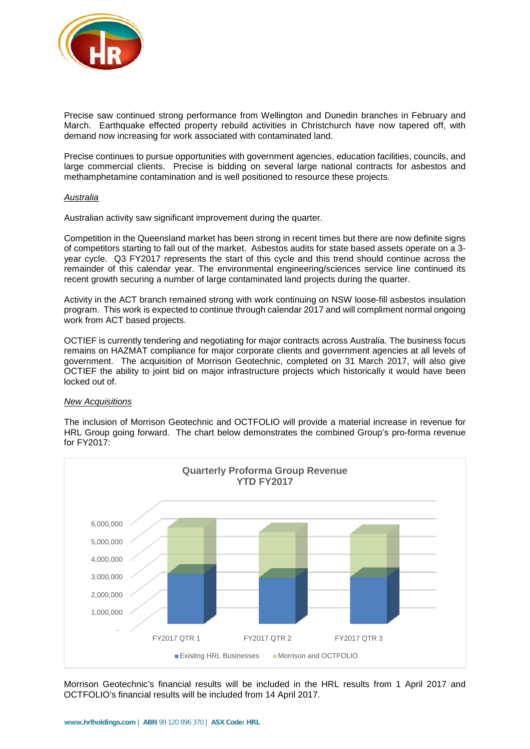Precise saw continued strong performance from Wellington and Dunedin branches in February and March. Earthquake effected property rebuild activities in Christchurch have now tapered off, with demand now increasing for work associated with contaminated land.

Precise continues to pursue opportunities with government agencies, education facilities, councils, and large commercial clients. Precise is bidding on several large national contracts for asbestos and methamphetamine contamination and is well positioned to resource these projects.

*Australia*

Australian activity saw significant improvement during the quarter.

Competition in the Queensland market has been strong in recent times but there are now definite signs of competitors starting to fall out of the market. Asbestos audits for state based assets operate on a 3-year cycle. Q3 FY2017 represents the start of this cycle and this trend should continue across the remainder of this calendar year. The environmental engineering/sciences service line continued its recent growth securing a number of large contaminated land projects during the quarter.

Activity in the ACT branch remained strong with work continuing on NSW loose-fill asbestos insulation program. This work is expected to continue through calendar 2017 and will compliment normal ongoing work from ACT based projects.

OCTIEF is currently tendering and negotiating for major contracts across Australia. The business focus remains on HAZMAT compliance for major corporate clients and government agencies at all levels of government. The acquisition of Morrison Geotechnic, completed on 31 March 2017, will also give OCTIEF the ability to joint bid on major infrastructure projects which historically it would have been locked out of.

*New Acquisitions*

The inclusion of Morrison Geotechnic and OCTFOLIO will provide a material increase in revenue for HRL Group going forward. The chart below demonstrates the combined Group's pro-forma revenue for FY2017:

**Quarterly Proforma Group Revenue YTD FY2017**

(Chart: stacked bars for FY2017 QTR 1, FY2017 QTR 2, FY2017 QTR 3; y-axis from - to 6,000,000; legend: Existing HRL Businesses, Morrison and OCTFOLIO)

Morrison Geotechnic's financial results will be included in the HRL results from 1 April 2017 and OCTFOLIO's financial results will be included from 14 April 2017.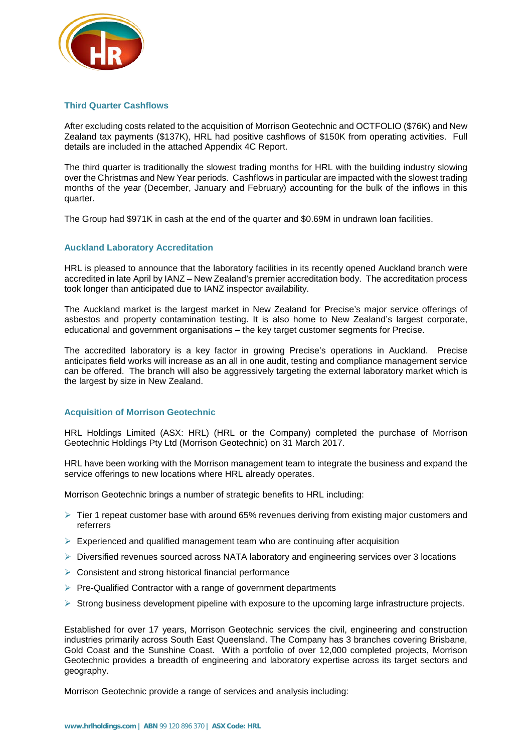## Third Quarter Cashflows

After excluding costs related to the acquisition of Morrison Geotechnic and OCTFOLIO ($76K) and New Zealand tax payments ($137K), HRL had positive cashflows of $150K from operating activities. Full details are included in the attached Appendix 4C Report.

The third quarter is traditionally the slowest trading months for HRL with the building industry slowing over the Christmas and New Year periods. Cashflows in particular are impacted with the slowest trading months of the year (December, January and February) accounting for the bulk of the inflows in this quarter.

The Group had $971K in cash at the end of the quarter and $0.69M in undrawn loan facilities.

## Auckland Laboratory Accreditation

HRL is pleased to announce that the laboratory facilities in its recently opened Auckland branch were accredited in late April by IANZ – New Zealand's premier accreditation body. The accreditation process took longer than anticipated due to IANZ inspector availability.

The Auckland market is the largest market in New Zealand for Precise's major service offerings of asbestos and property contamination testing. It is also home to New Zealand's largest corporate, educational and government organisations – the key target customer segments for Precise.

The accredited laboratory is a key factor in growing Precise's operations in Auckland. Precise anticipates field works will increase as an all in one audit, testing and compliance management service can be offered. The branch will also be aggressively targeting the external laboratory market which is the largest by size in New Zealand.

## Acquisition of Morrison Geotechnic

HRL Holdings Limited (ASX: HRL) (HRL or the Company) completed the purchase of Morrison Geotechnic Holdings Pty Ltd (Morrison Geotechnic) on 31 March 2017.

HRL have been working with the Morrison management team to integrate the business and expand the service offerings to new locations where HRL already operates.

Morrison Geotechnic brings a number of strategic benefits to HRL including:

- Tier 1 repeat customer base with around 65% revenues deriving from existing major customers and referrers
- Experienced and qualified management team who are continuing after acquisition
- Diversified revenues sourced across NATA laboratory and engineering services over 3 locations
- Consistent and strong historical financial performance
- Pre-Qualified Contractor with a range of government departments
- Strong business development pipeline with exposure to the upcoming large infrastructure projects.

Established for over 17 years, Morrison Geotechnic services the civil, engineering and construction industries primarily across South East Queensland. The Company has 3 branches covering Brisbane, Gold Coast and the Sunshine Coast. With a portfolio of over 12,000 completed projects, Morrison Geotechnic provides a breadth of engineering and laboratory expertise across its target sectors and geography.

Morrison Geotechnic provide a range of services and analysis including: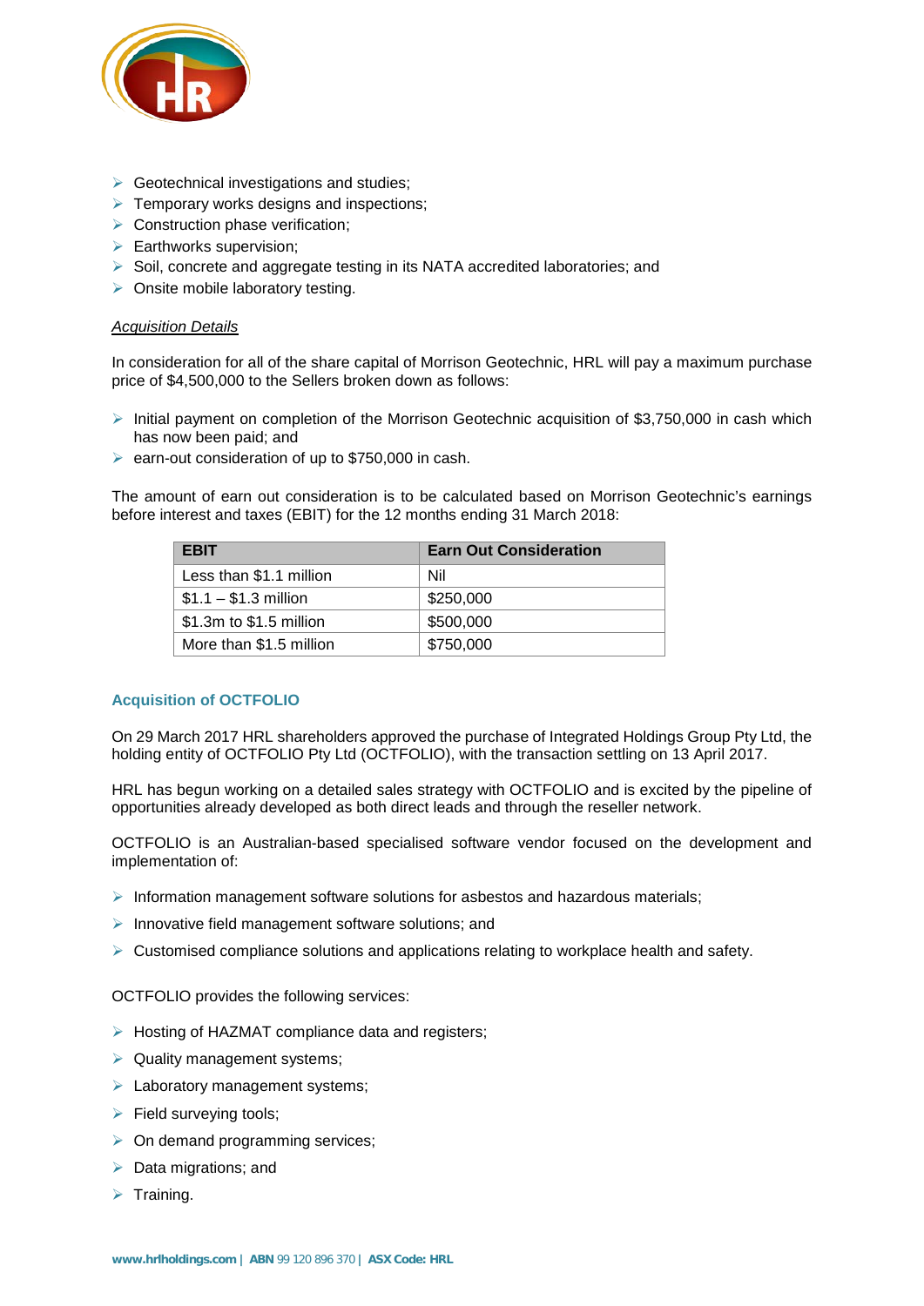- Geotechnical investigations and studies;
- Temporary works designs and inspections;
- Construction phase verification;
- Earthworks supervision;
- Soil, concrete and aggregate testing in its NATA accredited laboratories; and
- Onsite mobile laboratory testing.

*Acquisition Details*

In consideration for all of the share capital of Morrison Geotechnic, HRL will pay a maximum purchase price of $4,500,000 to the Sellers broken down as follows:

- Initial payment on completion of the Morrison Geotechnic acquisition of $3,750,000 in cash which has now been paid; and
- earn-out consideration of up to $750,000 in cash.

The amount of earn out consideration is to be calculated based on Morrison Geotechnic's earnings before interest and taxes (EBIT) for the 12 months ending 31 March 2018:

| EBIT | Earn Out Consideration |
|---|---|
| Less than $1.1 million | Nil |
| $1.1 – $1.3 million | $250,000 |
| $1.3m to $1.5 million | $500,000 |
| More than $1.5 million | $750,000 |

### Acquisition of OCTFOLIO

On 29 March 2017 HRL shareholders approved the purchase of Integrated Holdings Group Pty Ltd, the holding entity of OCTFOLIO Pty Ltd (OCTFOLIO), with the transaction settling on 13 April 2017.

HRL has begun working on a detailed sales strategy with OCTFOLIO and is excited by the pipeline of opportunities already developed as both direct leads and through the reseller network.

OCTFOLIO is an Australian-based specialised software vendor focused on the development and implementation of:

- Information management software solutions for asbestos and hazardous materials;
- Innovative field management software solutions; and
- Customised compliance solutions and applications relating to workplace health and safety.

OCTFOLIO provides the following services:

- Hosting of HAZMAT compliance data and registers;
- Quality management systems;
- Laboratory management systems;
- Field surveying tools;
- On demand programming services;
- Data migrations; and
- Training.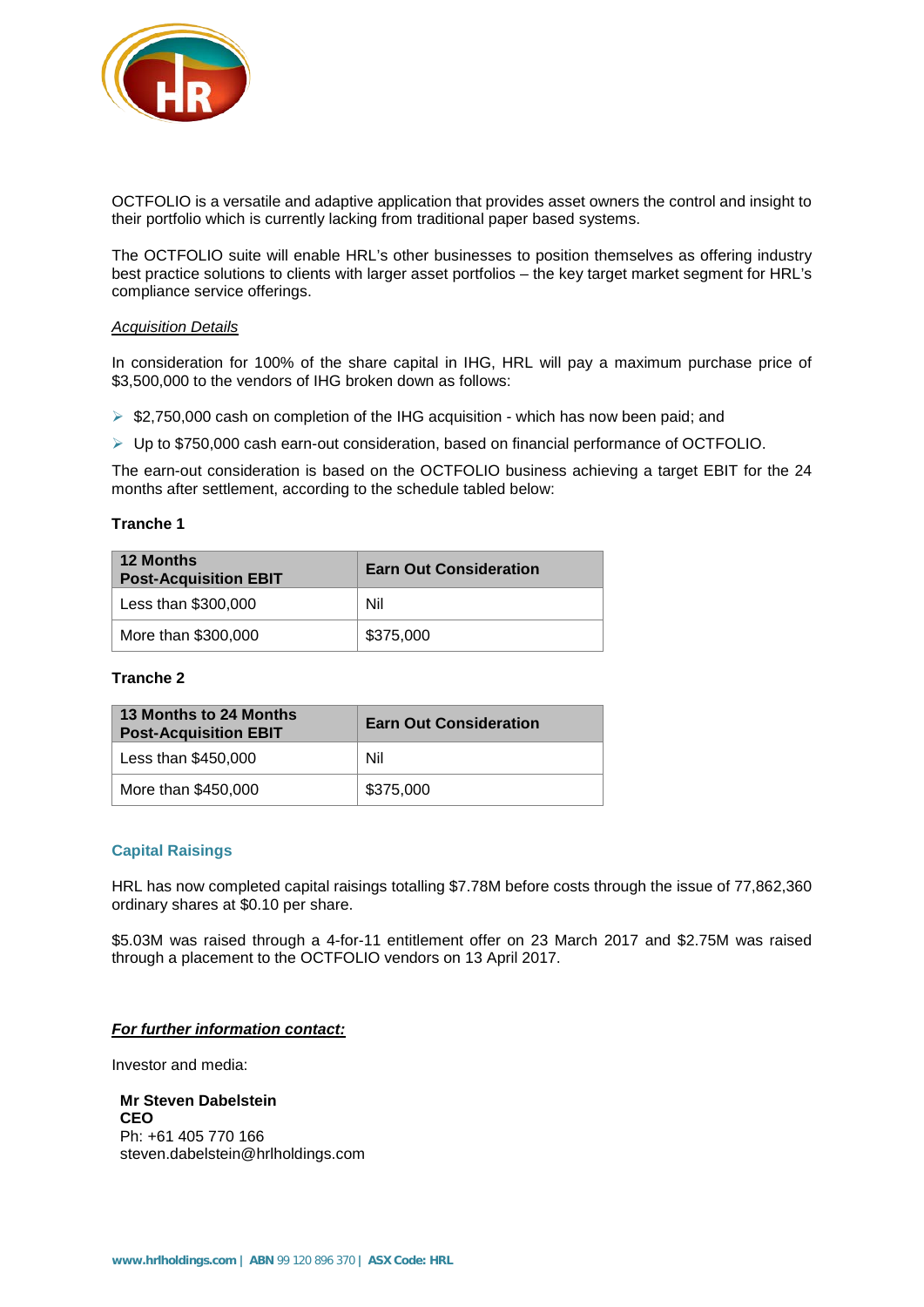OCTFOLIO is a versatile and adaptive application that provides asset owners the control and insight to their portfolio which is currently lacking from traditional paper based systems.

The OCTFOLIO suite will enable HRL's other businesses to position themselves as offering industry best practice solutions to clients with larger asset portfolios – the key target market segment for HRL's compliance service offerings.

*Acquisition Details*

In consideration for 100% of the share capital in IHG, HRL will pay a maximum purchase price of $3,500,000 to the vendors of IHG broken down as follows:

- $2,750,000 cash on completion of the IHG acquisition - which has now been paid; and
- Up to $750,000 cash earn-out consideration, based on financial performance of OCTFOLIO.

The earn-out consideration is based on the OCTFOLIO business achieving a target EBIT for the 24 months after settlement, according to the schedule tabled below:

**Tranche 1**

| 12 Months Post-Acquisition EBIT | Earn Out Consideration |
|---|---|
| Less than $300,000 | Nil |
| More than $300,000 | $375,000 |

**Tranche 2**

| 13 Months to 24 Months Post-Acquisition EBIT | Earn Out Consideration |
|---|---|
| Less than $450,000 | Nil |
| More than $450,000 | $375,000 |

## Capital Raisings

HRL has now completed capital raisings totalling $7.78M before costs through the issue of 77,862,360 ordinary shares at $0.10 per share.

$5.03M was raised through a 4-for-11 entitlement offer on 23 March 2017 and $2.75M was raised through a placement to the OCTFOLIO vendors on 13 April 2017.

***For further information contact:***

Investor and media:

**Mr Steven Dabelstein**
**CEO**
Ph: +61 405 770 166
steven.dabelstein@hrlholdings.com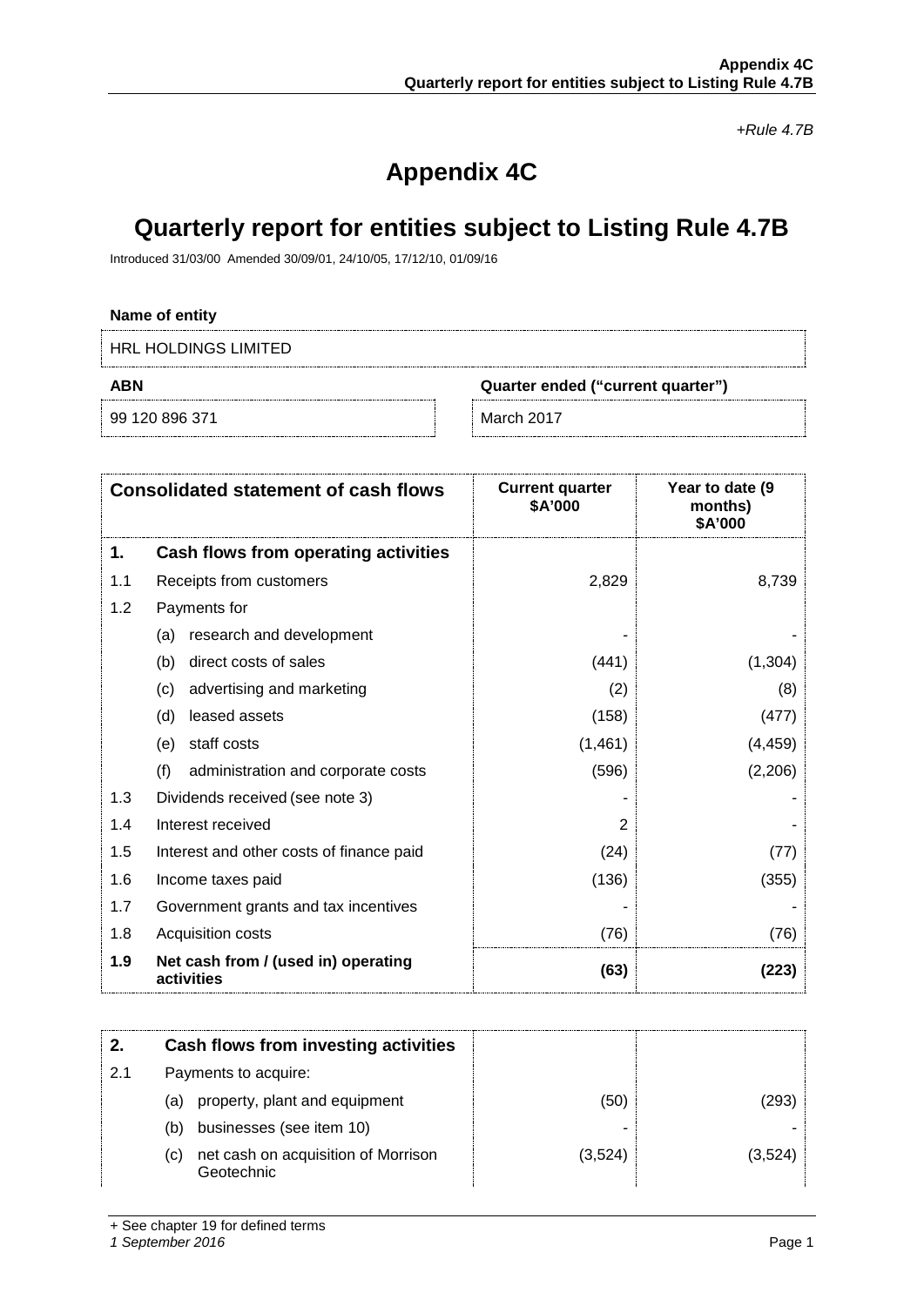*+Rule 4.7B*

# Appendix 4C

# Quarterly report for entities subject to Listing Rule 4.7B

Introduced 31/03/00 Amended 30/09/01, 24/10/05, 17/12/10, 01/09/16

**Name of entity**

HRL HOLDINGS LIMITED

| **ABN** | **Quarter ended ("current quarter")** |
|---|---|
| 99 120 896 371 | March 2017 |

| | **Consolidated statement of cash flows** | **Current quarter $A'000** | **Year to date (9 months) $A'000** |
|---|---|---|---|
| **1.** | **Cash flows from operating activities** | | |
| 1.1 | Receipts from customers | 2,829 | 8,739 |
| 1.2 | Payments for | | |
| | (a) research and development | - | - |
| | (b) direct costs of sales | (441) | (1,304) |
| | (c) advertising and marketing | (2) | (8) |
| | (d) leased assets | (158) | (477) |
| | (e) staff costs | (1,461) | (4,459) |
| | (f) administration and corporate costs | (596) | (2,206) |
| 1.3 | Dividends received (see note 3) | - | - |
| 1.4 | Interest received | 2 | - |
| 1.5 | Interest and other costs of finance paid | (24) | (77) |
| 1.6 | Income taxes paid | (136) | (355) |
| 1.7 | Government grants and tax incentives | - | - |
| 1.8 | Acquisition costs | (76) | (76) |
| **1.9** | **Net cash from / (used in) operating activities** | **(63)** | **(223)** |

| | | | |
|---|---|---|---|
| **2.** | **Cash flows from investing activities** | | |
| 2.1 | Payments to acquire: | | |
| | (a) property, plant and equipment | (50) | (293) |
| | (b) businesses (see item 10) | - | - |
| | (c) net cash on acquisition of Morrison Geotechnic | (3,524) | (3,524) |

+ See chapter 19 for defined terms
*1 September 2016*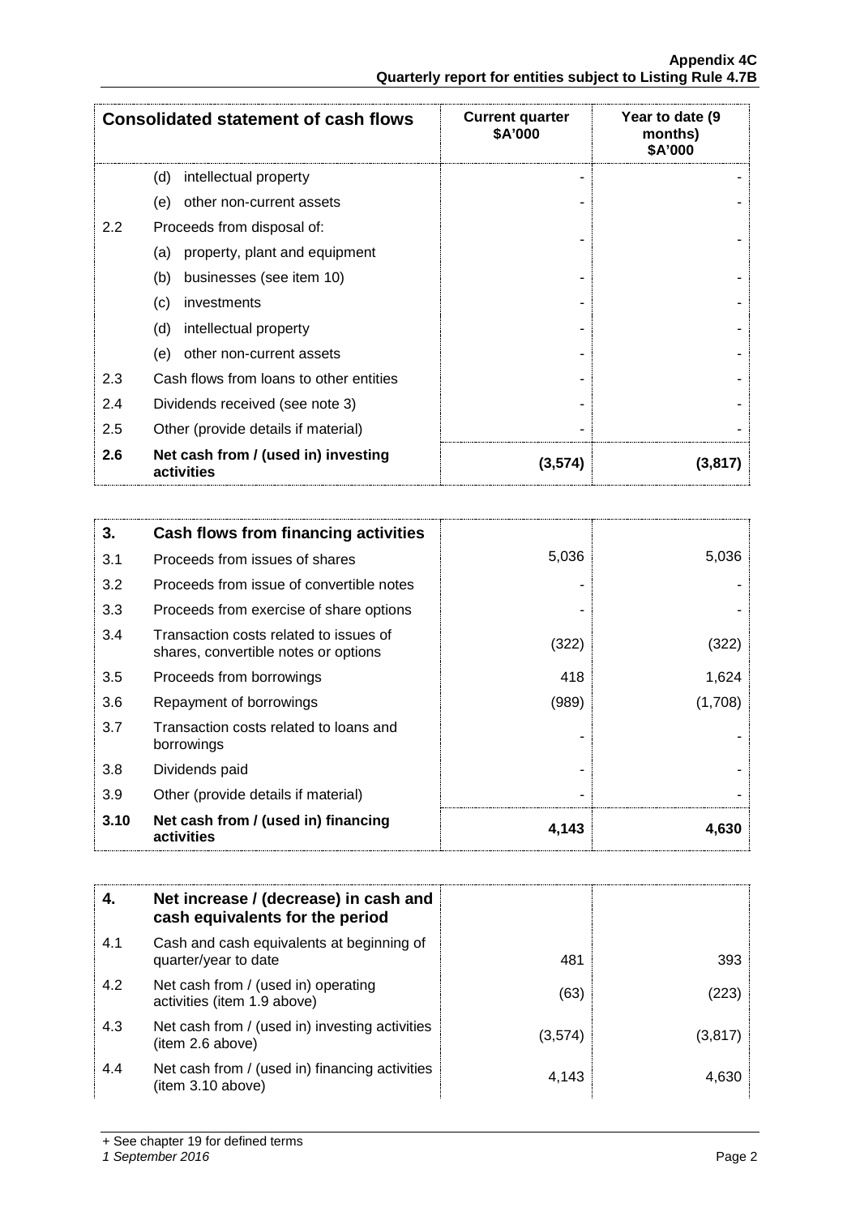| Consolidated statement of cash flows | | Current quarter $A'000 | Year to date (9 months) $A'000 |
|---|---|---|---|
| | (d) intellectual property | - | - |
| | (e) other non-current assets | - | - |
| 2.2 | Proceeds from disposal of: | | |
| | (a) property, plant and equipment | - | - |
| | (b) businesses (see item 10) | - | - |
| | (c) investments | - | - |
| | (d) intellectual property | - | - |
| | (e) other non-current assets | - | - |
| 2.3 | Cash flows from loans to other entities | - | - |
| 2.4 | Dividends received (see note 3) | - | - |
| 2.5 | Other (provide details if material) | - | - |
| **2.6** | **Net cash from / (used in) investing activities** | **(3,574)** | **(3,817)** |

| | | | |
|---|---|---|---|
| **3.** | **Cash flows from financing activities** | | |
| 3.1 | Proceeds from issues of shares | 5,036 | 5,036 |
| 3.2 | Proceeds from issue of convertible notes | - | - |
| 3.3 | Proceeds from exercise of share options | - | - |
| 3.4 | Transaction costs related to issues of shares, convertible notes or options | (322) | (322) |
| 3.5 | Proceeds from borrowings | 418 | 1,624 |
| 3.6 | Repayment of borrowings | (989) | (1,708) |
| 3.7 | Transaction costs related to loans and borrowings | - | - |
| 3.8 | Dividends paid | - | - |
| 3.9 | Other (provide details if material) | - | - |
| **3.10** | **Net cash from / (used in) financing activities** | **4,143** | **4,630** |

| | | | |
|---|---|---|---|
| **4.** | **Net increase / (decrease) in cash and cash equivalents for the period** | | |
| 4.1 | Cash and cash equivalents at beginning of quarter/year to date | 481 | 393 |
| 4.2 | Net cash from / (used in) operating activities (item 1.9 above) | (63) | (223) |
| 4.3 | Net cash from / (used in) investing activities (item 2.6 above) | (3,574) | (3,817) |
| 4.4 | Net cash from / (used in) financing activities (item 3.10 above) | 4,143 | 4,630 |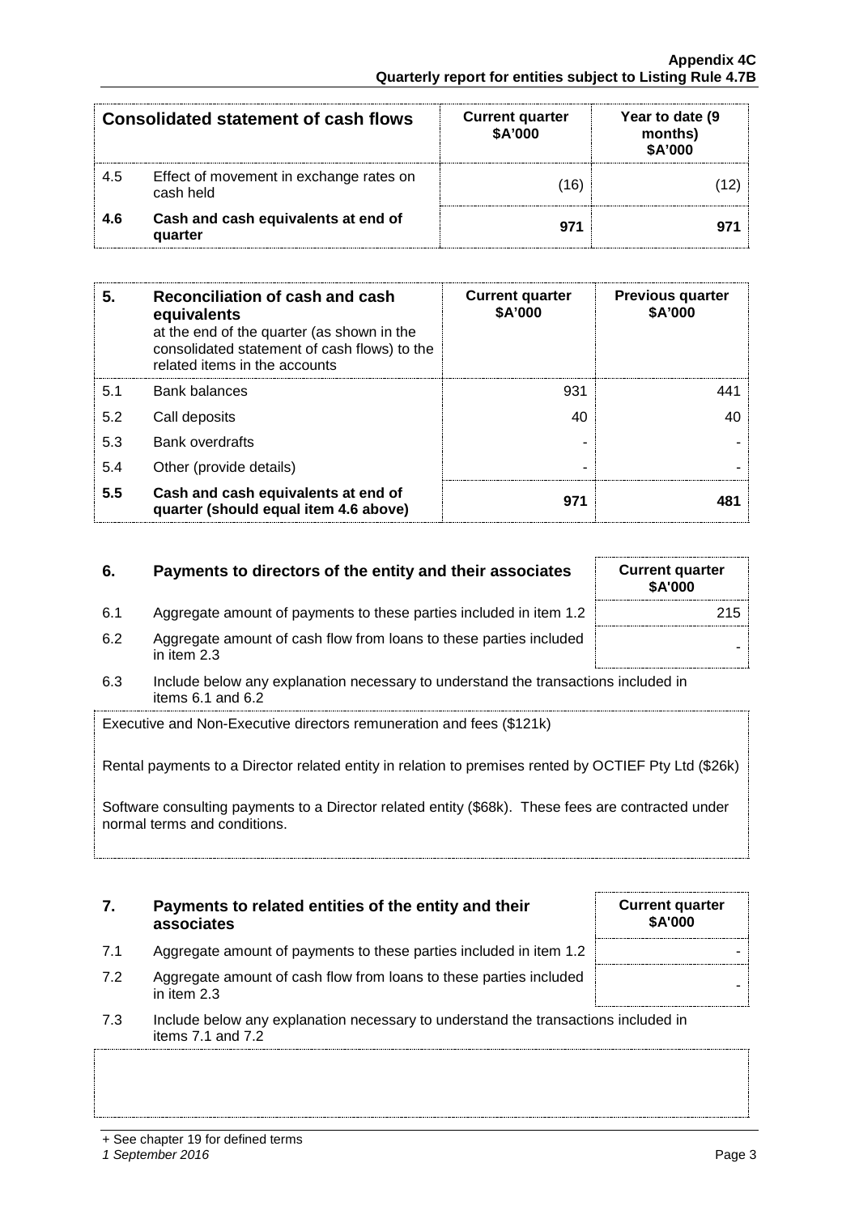| Consolidated statement of cash flows | | Current quarter $A'000 | Year to date (9 months) $A'000 |
|---|---|---|---|
| 4.5 | Effect of movement in exchange rates on cash held | (16) | (12) |
| **4.6** | **Cash and cash equivalents at end of quarter** | **971** | **971** |

| **5.** | **Reconciliation of cash and cash equivalents** at the end of the quarter (as shown in the consolidated statement of cash flows) to the related items in the accounts | **Current quarter $A'000** | **Previous quarter $A'000** |
|---|---|---|---|
| 5.1 | Bank balances | 931 | 441 |
| 5.2 | Call deposits | 40 | 40 |
| 5.3 | Bank overdrafts | - | - |
| 5.4 | Other (provide details) | - | - |
| **5.5** | **Cash and cash equivalents at end of quarter (should equal item 4.6 above)** | **971** | **481** |

| **6.** | **Payments to directors of the entity and their associates** | **Current quarter $A'000** |
|---|---|---|
| 6.1 | Aggregate amount of payments to these parties included in item 1.2 | 215 |
| 6.2 | Aggregate amount of cash flow from loans to these parties included in item 2.3 | - |

6.3 Include below any explanation necessary to understand the transactions included in items 6.1 and 6.2

Executive and Non-Executive directors remuneration and fees ($121k)

Rental payments to a Director related entity in relation to premises rented by OCTIEF Pty Ltd ($26k)

Software consulting payments to a Director related entity ($68k). These fees are contracted under normal terms and conditions.

| **7.** | **Payments to related entities of the entity and their associates** | **Current quarter $A'000** |
|---|---|---|
| 7.1 | Aggregate amount of payments to these parties included in item 1.2 | - |
| 7.2 | Aggregate amount of cash flow from loans to these parties included in item 2.3 | - |

7.3 Include below any explanation necessary to understand the transactions included in items 7.1 and 7.2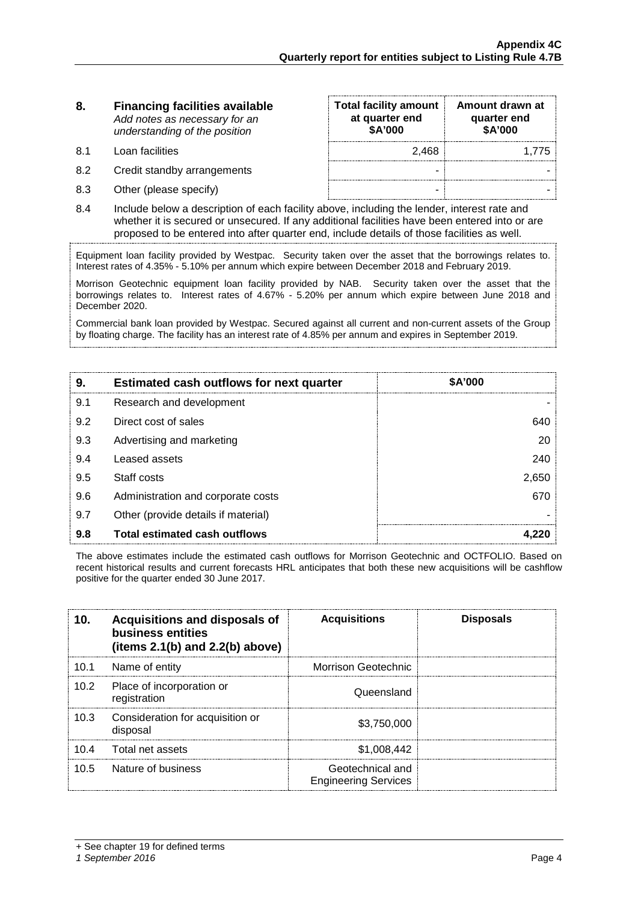| 8. | **Financing facilities available** *Add notes as necessary for an understanding of the position* | **Total facility amount at quarter end \$A'000** | **Amount drawn at quarter end \$A'000** |
|---|---|---|---|
| 8.1 | Loan facilities | 2,468 | 1,775 |
| 8.2 | Credit standby arrangements | - | - |
| 8.3 | Other (please specify) | - | - |

8.4 Include below a description of each facility above, including the lender, interest rate and whether it is secured or unsecured. If any additional facilities have been entered into or are proposed to be entered into after quarter end, include details of those facilities as well.

Equipment loan facility provided by Westpac. Security taken over the asset that the borrowings relates to. Interest rates of 4.35% - 5.10% per annum which expire between December 2018 and February 2019.

Morrison Geotechnic equipment loan facility provided by NAB. Security taken over the asset that the borrowings relates to. Interest rates of 4.67% - 5.20% per annum which expire between June 2018 and December 2020.

Commercial bank loan provided by Westpac. Secured against all current and non-current assets of the Group by floating charge. The facility has an interest rate of 4.85% per annum and expires in September 2019.

| 9. | **Estimated cash outflows for next quarter** | **\$A'000** |
|---|---|---|
| 9.1 | Research and development | - |
| 9.2 | Direct cost of sales | 640 |
| 9.3 | Advertising and marketing | 20 |
| 9.4 | Leased assets | 240 |
| 9.5 | Staff costs | 2,650 |
| 9.6 | Administration and corporate costs | 670 |
| 9.7 | Other (provide details if material) | - |
| **9.8** | **Total estimated cash outflows** | **4,220** |

The above estimates include the estimated cash outflows for Morrison Geotechnic and OCTFOLIO. Based on recent historical results and current forecasts HRL anticipates that both these new acquisitions will be cashflow positive for the quarter ended 30 June 2017.

| 10. | **Acquisitions and disposals of business entities (items 2.1(b) and 2.2(b) above)** | **Acquisitions** | **Disposals** |
|---|---|---|---|
| 10.1 | Name of entity | Morrison Geotechnic | |
| 10.2 | Place of incorporation or registration | Queensland | |
| 10.3 | Consideration for acquisition or disposal | \$3,750,000 | |
| 10.4 | Total net assets | \$1,008,442 | |
| 10.5 | Nature of business | Geotechnical and Engineering Services | |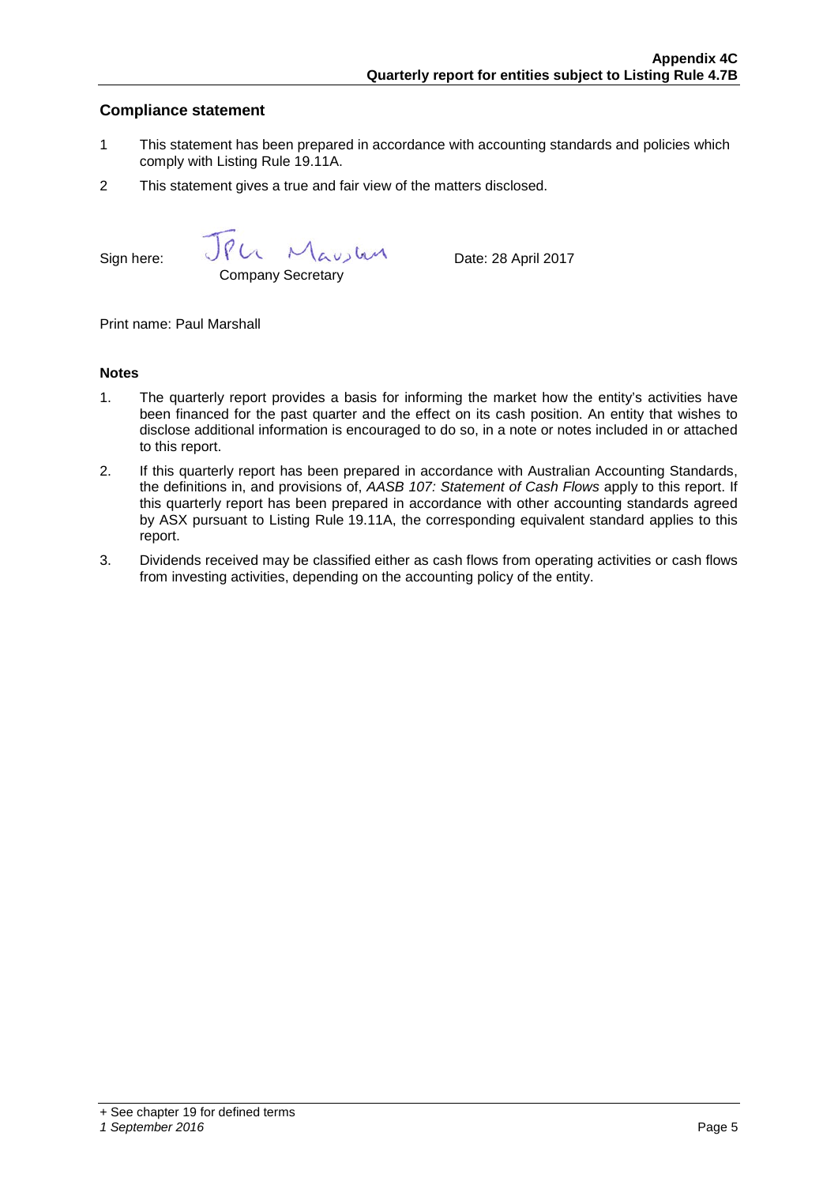## Compliance statement

1 This statement has been prepared in accordance with accounting standards and policies which comply with Listing Rule 19.11A.

2 This statement gives a true and fair view of the matters disclosed.

Sign here: Company Secretary Date: 28 April 2017

Print name: Paul Marshall

**Notes**

1. The quarterly report provides a basis for informing the market how the entity's activities have been financed for the past quarter and the effect on its cash position. An entity that wishes to disclose additional information is encouraged to do so, in a note or notes included in or attached to this report.

2. If this quarterly report has been prepared in accordance with Australian Accounting Standards, the definitions in, and provisions of, *AASB 107: Statement of Cash Flows* apply to this report. If this quarterly report has been prepared in accordance with other accounting standards agreed by ASX pursuant to Listing Rule 19.11A, the corresponding equivalent standard applies to this report.

3. Dividends received may be classified either as cash flows from operating activities or cash flows from investing activities, depending on the accounting policy of the entity.